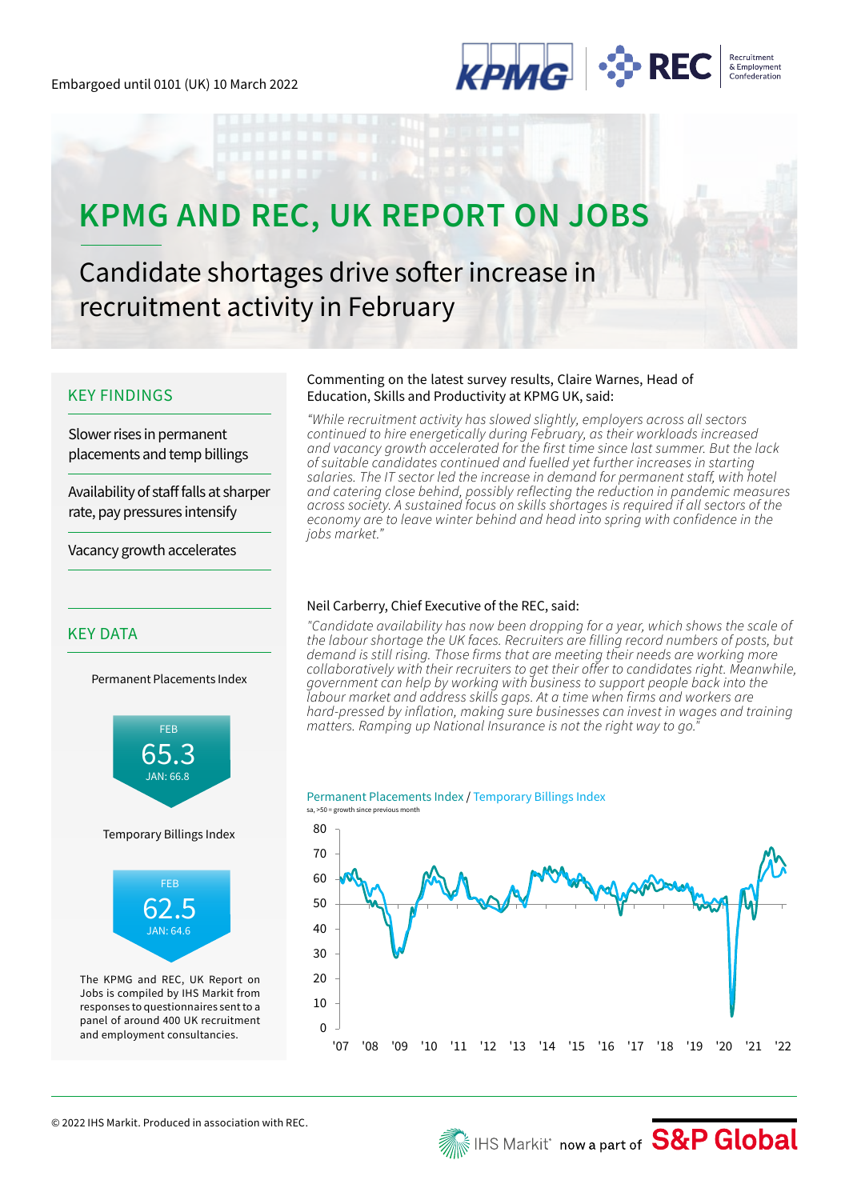Embargoed until 0101 (UK) 10 March 2022

# KPMG AND REC, UK REPORT ON JOBS

## Candidate shortages drive softer increase in recruitment activity in February

### KEY FINDINGS

Slower rises in permanent placements and temp billings

Availability of staff falls at sharper rate, pay pressures intensify

Vacancy growth accelerates

### KEY DATA

Permanent Placements Index

FEB
65.3
JAN: 66.8

Temporary Billings Index

FEB
62.5
JAN: 64.6

The KPMG and REC, UK Report on Jobs is compiled by IHS Markit from responses to questionnaires sent to a panel of around 400 UK recruitment and employment consultancies.

Commenting on the latest survey results, Claire Warnes, Head of Education, Skills and Productivity at KPMG UK, said:

*"While recruitment activity has slowed slightly, employers across all sectors continued to hire energetically during February, as their workloads increased and vacancy growth accelerated for the first time since last summer. But the lack of suitable candidates continued and fuelled yet further increases in starting salaries. The IT sector led the increase in demand for permanent staff, with hotel and catering close behind, possibly reflecting the reduction in pandemic measures across society. A sustained focus on skills shortages is required if all sectors of the economy are to leave winter behind and head into spring with confidence in the jobs market."*

Neil Carberry, Chief Executive of the REC, said:

*"Candidate availability has now been dropping for a year, which shows the scale of the labour shortage the UK faces. Recruiters are filling record numbers of posts, but demand is still rising. Those firms that are meeting their needs are working more collaboratively with their recruiters to get their offer to candidates right. Meanwhile, government can help by working with business to support people back into the labour market and address skills gaps. At a time when firms and workers are hard-pressed by inflation, making sure businesses can invest in wages and training matters. Ramping up National Insurance is not the right way to go."*

Permanent Placements Index / Temporary Billings Index

sa, >50 = growth since previous month

© 2022 IHS Markit. Produced in association with REC.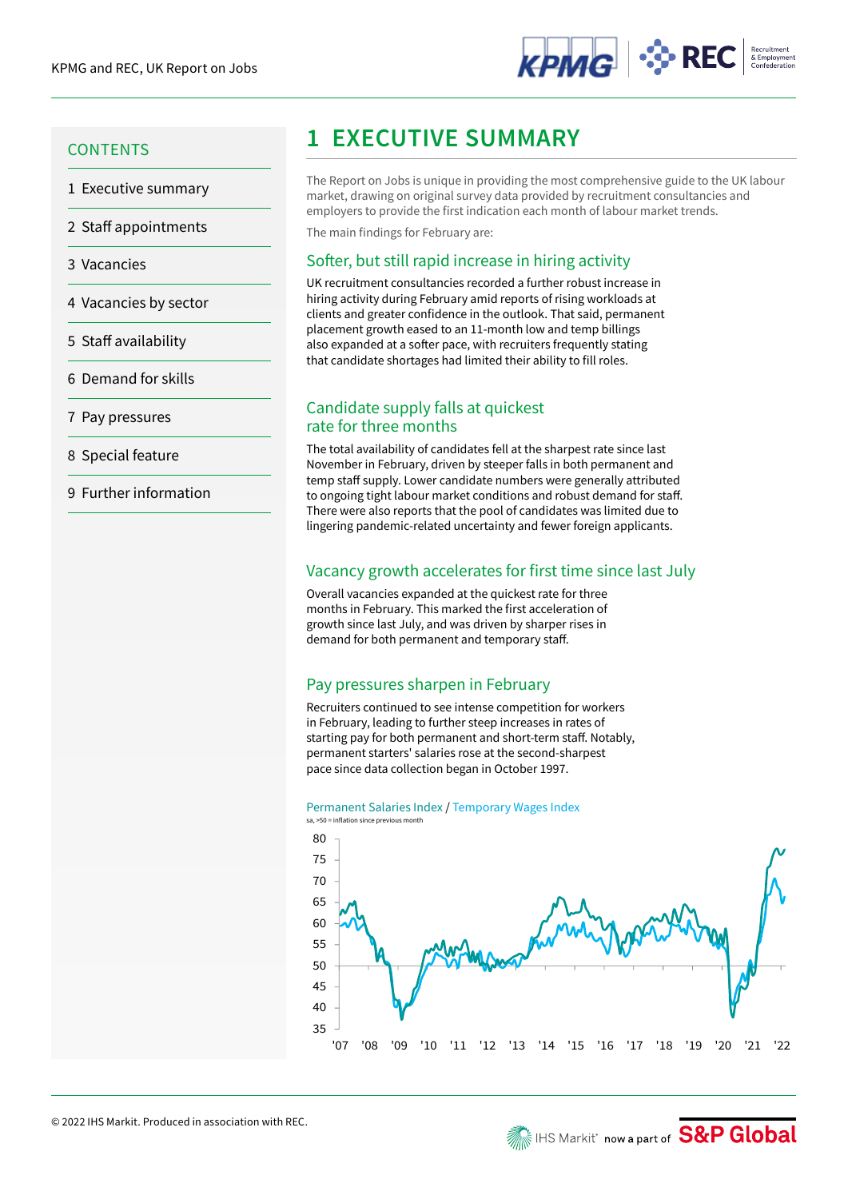CONTENTS

1 Executive summary

2 Staff appointments

3 Vacancies

4 Vacancies by sector

5 Staff availability

6 Demand for skills

7 Pay pressures

8 Special feature

9 Further information

# 1 EXECUTIVE SUMMARY

The Report on Jobs is unique in providing the most comprehensive guide to the UK labour market, drawing on original survey data provided by recruitment consultancies and employers to provide the first indication each month of labour market trends.

The main findings for February are:

## Softer, but still rapid increase in hiring activity

UK recruitment consultancies recorded a further robust increase in hiring activity during February amid reports of rising workloads at clients and greater confidence in the outlook. That said, permanent placement growth eased to an 11-month low and temp billings also expanded at a softer pace, with recruiters frequently stating that candidate shortages had limited their ability to fill roles.

## Candidate supply falls at quickest rate for three months

The total availability of candidates fell at the sharpest rate since last November in February, driven by steeper falls in both permanent and temp staff supply. Lower candidate numbers were generally attributed to ongoing tight labour market conditions and robust demand for staff. There were also reports that the pool of candidates was limited due to lingering pandemic-related uncertainty and fewer foreign applicants.

## Vacancy growth accelerates for first time since last July

Overall vacancies expanded at the quickest rate for three months in February. This marked the first acceleration of growth since last July, and was driven by sharper rises in demand for both permanent and temporary staff.

## Pay pressures sharpen in February

Recruiters continued to see intense competition for workers in February, leading to further steep increases in rates of starting pay for both permanent and short-term staff. Notably, permanent starters' salaries rose at the second-sharpest pace since data collection began in October 1997.

Permanent Salaries Index / Temporary Wages Index

sa, >50 = inflation since previous month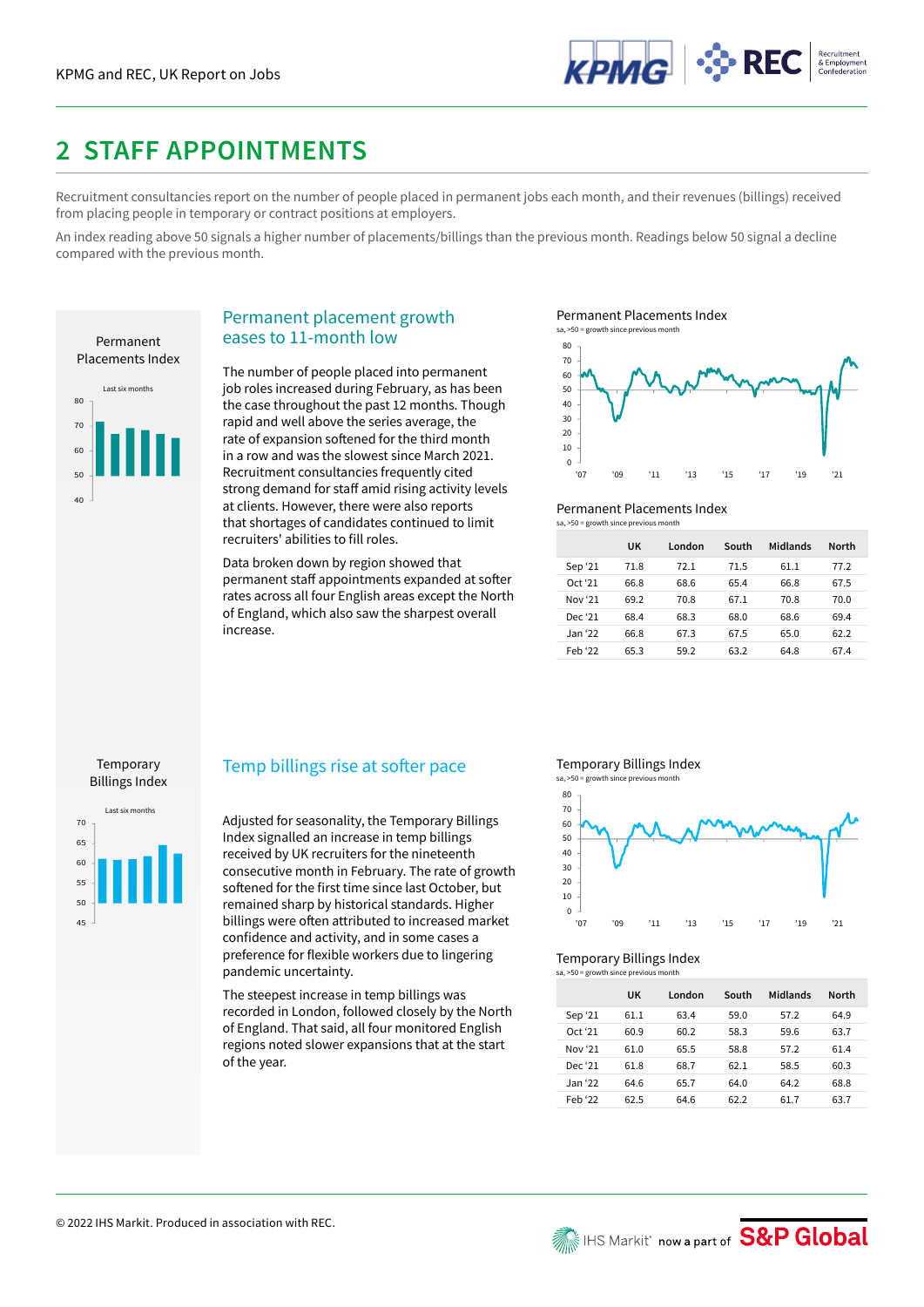# 2 STAFF APPOINTMENTS

Recruitment consultancies report on the number of people placed in permanent jobs each month, and their revenues (billings) received from placing people in temporary or contract positions at employers.

An index reading above 50 signals a higher number of placements/billings than the previous month. Readings below 50 signal a decline compared with the previous month.

## Permanent placement growth eases to 11-month low

The number of people placed into permanent job roles increased during February, as has been the case throughout the past 12 months. Though rapid and well above the series average, the rate of expansion softened for the third month in a row and was the slowest since March 2021. Recruitment consultancies frequently cited strong demand for staff amid rising activity levels at clients. However, there were also reports that shortages of candidates continued to limit recruiters' abilities to fill roles.

Data broken down by region showed that permanent staff appointments expanded at softer rates across all four English areas except the North of England, which also saw the sharpest overall increase.

Permanent Placements Index
sa, >50 = growth since previous month

| | UK | London | South | Midlands | North |
|---|---|---|---|---|---|
| Sep '21 | 71.8 | 72.1 | 71.5 | 61.1 | 77.2 |
| Oct '21 | 66.8 | 68.6 | 65.4 | 66.8 | 67.5 |
| Nov '21 | 69.2 | 70.8 | 67.1 | 70.8 | 70.0 |
| Dec '21 | 68.4 | 68.3 | 68.0 | 68.6 | 69.4 |
| Jan '22 | 66.8 | 67.3 | 67.5 | 65.0 | 62.2 |
| Feb '22 | 65.3 | 59.2 | 63.2 | 64.8 | 67.4 |

## Temp billings rise at softer pace

Adjusted for seasonality, the Temporary Billings Index signalled an increase in temp billings received by UK recruiters for the nineteenth consecutive month in February. The rate of growth softened for the first time since last October, but remained sharp by historical standards. Higher billings were often attributed to increased market confidence and activity, and in some cases a preference for flexible workers due to lingering pandemic uncertainty.

The steepest increase in temp billings was recorded in London, followed closely by the North of England. That said, all four monitored English regions noted slower expansions that at the start of the year.

Temporary Billings Index
sa, >50 = growth since previous month

| | UK | London | South | Midlands | North |
|---|---|---|---|---|---|
| Sep '21 | 61.1 | 63.4 | 59.0 | 57.2 | 64.9 |
| Oct '21 | 60.9 | 60.2 | 58.3 | 59.6 | 63.7 |
| Nov '21 | 61.0 | 65.5 | 58.8 | 57.2 | 61.4 |
| Dec '21 | 61.8 | 68.7 | 62.1 | 58.5 | 60.3 |
| Jan '22 | 64.6 | 65.7 | 64.0 | 64.2 | 68.8 |
| Feb '22 | 62.5 | 64.6 | 62.2 | 61.7 | 63.7 |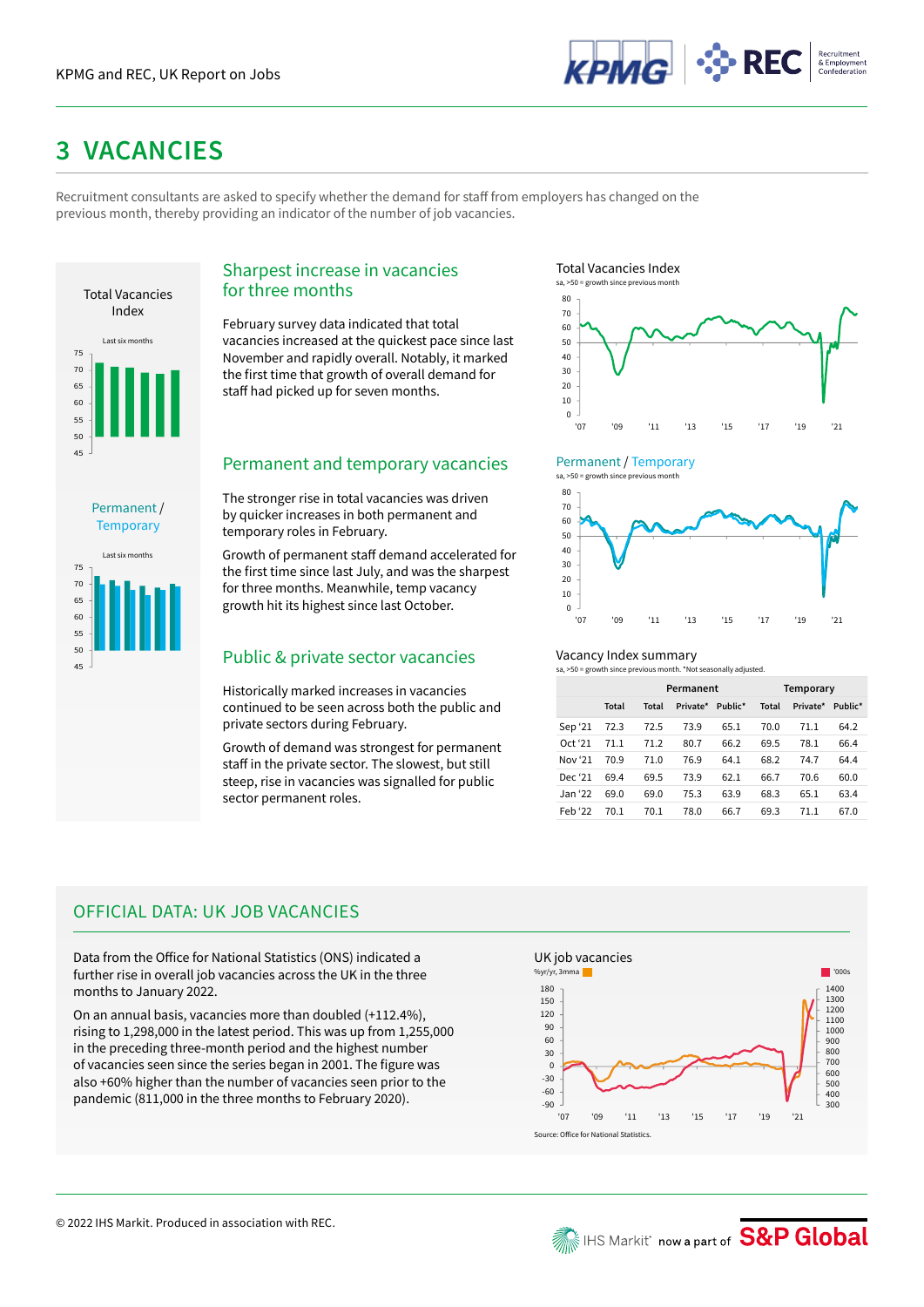# 3 VACANCIES

Recruitment consultants are asked to specify whether the demand for staff from employers has changed on the previous month, thereby providing an indicator of the number of job vacancies.

## Sharpest increase in vacancies for three months

February survey data indicated that total vacancies increased at the quickest pace since last November and rapidly overall. Notably, it marked the first time that growth of overall demand for staff had picked up for seven months.

## Permanent and temporary vacancies

The stronger rise in total vacancies was driven by quicker increases in both permanent and temporary roles in February.

Growth of permanent staff demand accelerated for the first time since last July, and was the sharpest for three months. Meanwhile, temp vacancy growth hit its highest since last October.

## Public & private sector vacancies

Historically marked increases in vacancies continued to be seen across both the public and private sectors during February.

Growth of demand was strongest for permanent staff in the private sector. The slowest, but still steep, rise in vacancies was signalled for public sector permanent roles.

### Vacancy Index summary

sa, >50 = growth since previous month. *Not seasonally adjusted.

| | | Permanent | | | Temporary | | |
|---|---|---|---|---|---|---|---|
| | Total | Total | Private* | Public* | Total | Private* | Public* |
| Sep '21 | 72.3 | 72.5 | 73.9 | 65.1 | 70.0 | 71.1 | 64.2 |
| Oct '21 | 71.1 | 71.2 | 80.7 | 66.2 | 69.5 | 78.1 | 66.4 |
| Nov '21 | 70.9 | 71.0 | 76.9 | 64.1 | 68.2 | 74.7 | 64.4 |
| Dec '21 | 69.4 | 69.5 | 73.9 | 62.1 | 66.7 | 70.6 | 60.0 |
| Jan '22 | 69.0 | 69.0 | 75.3 | 63.9 | 68.3 | 65.1 | 63.4 |
| Feb '22 | 70.1 | 70.1 | 78.0 | 66.7 | 69.3 | 71.1 | 67.0 |

## OFFICIAL DATA: UK JOB VACANCIES

Data from the Office for National Statistics (ONS) indicated a further rise in overall job vacancies across the UK in the three months to January 2022.

On an annual basis, vacancies more than doubled (+112.4%), rising to 1,298,000 in the latest period. This was up from 1,255,000 in the preceding three-month period and the highest number of vacancies seen since the series began in 2001. The figure was also +60% higher than the number of vacancies seen prior to the pandemic (811,000 in the three months to February 2020).

Source: Office for National Statistics.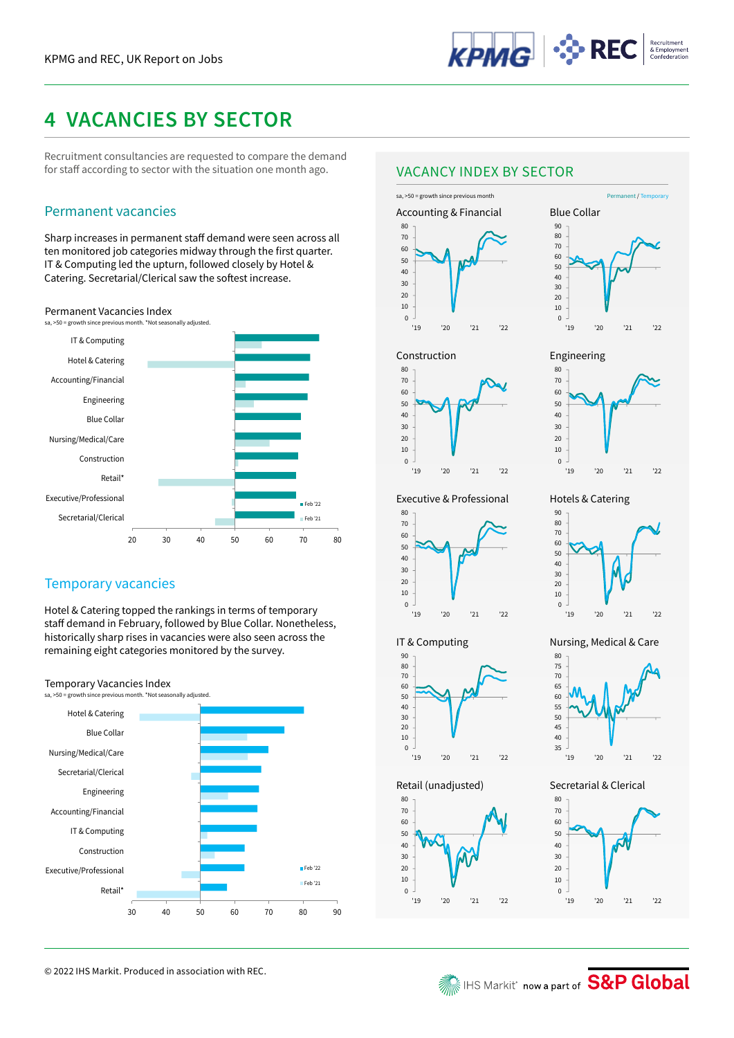# 4 VACANCIES BY SECTOR

Recruitment consultancies are requested to compare the demand for staff according to sector with the situation one month ago.

## Permanent vacancies

Sharp increases in permanent staff demand were seen across all ten monitored job categories midway through the first quarter. IT & Computing led the upturn, followed closely by Hotel & Catering. Secretarial/Clerical saw the softest increase.

Permanent Vacancies Index

sa, >50 = growth since previous month. *Not seasonally adjusted.

IT & Computing, Hotel & Catering, Accounting/Financial, Engineering, Blue Collar, Nursing/Medical/Care, Construction, Retail*, Executive/Professional, Secretarial/Clerical

Feb '22 / Feb '21

## Temporary vacancies

Hotel & Catering topped the rankings in terms of temporary staff demand in February, followed by Blue Collar. Nonetheless, historically sharp rises in vacancies were also seen across the remaining eight categories monitored by the survey.

Temporary Vacancies Index

sa, >50 = growth since previous month. *Not seasonally adjusted.

Hotel & Catering, Blue Collar, Nursing/Medical/Care, Secretarial/Clerical, Engineering, Accounting/Financial, IT & Computing, Construction, Executive/Professional, Retail*

Feb '22 / Feb '21

## VACANCY INDEX BY SECTOR

sa, >50 = growth since previous month

Permanent / Temporary

Accounting & Financial; Blue Collar; Construction; Engineering; Executive & Professional; Hotels & Catering; IT & Computing; Nursing, Medical & Care; Retail (unadjusted); Secretarial & Clerical

© 2022 IHS Markit. Produced in association with REC.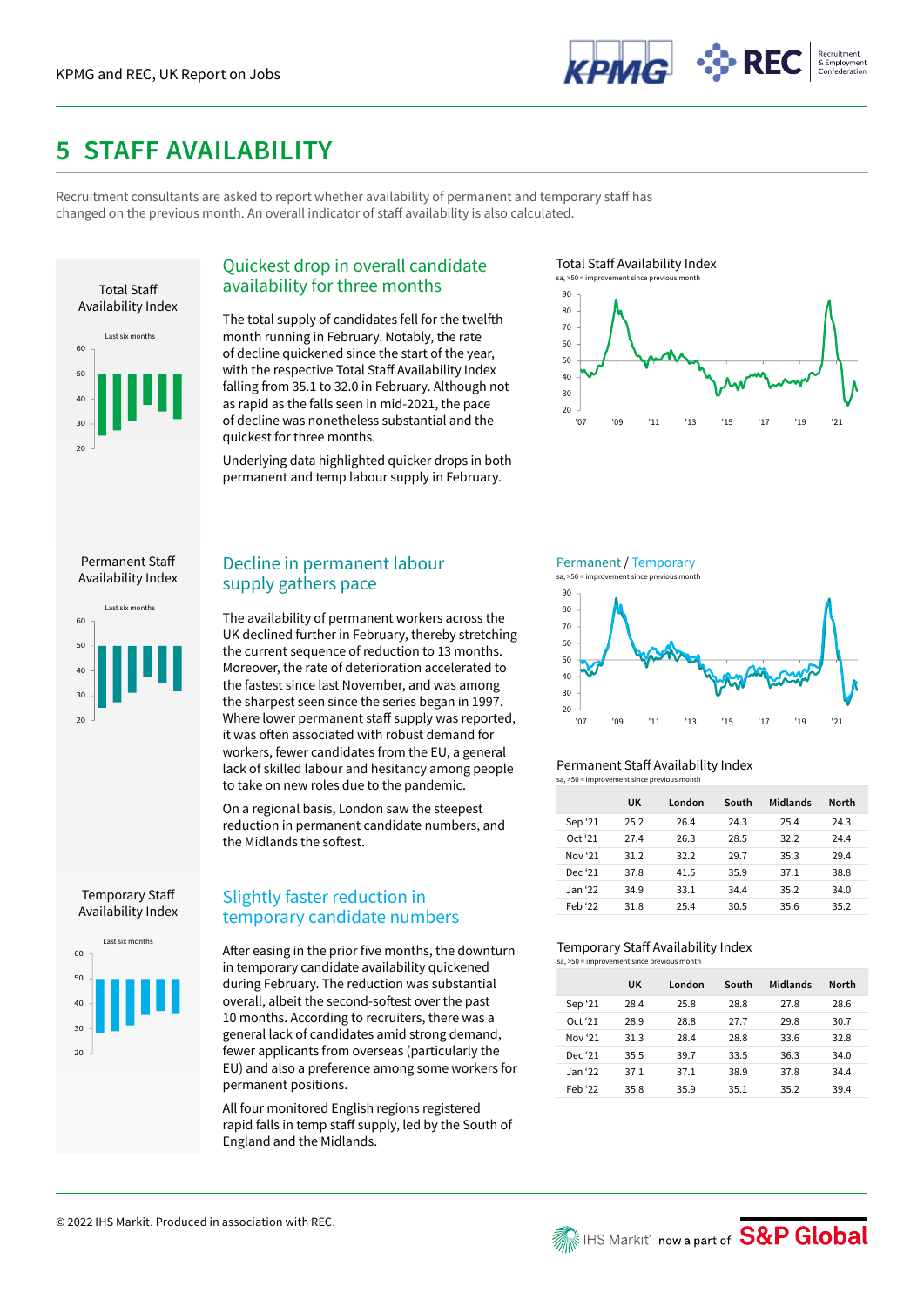# 5 STAFF AVAILABILITY

Recruitment consultants are asked to report whether availability of permanent and temporary staff has changed on the previous month. An overall indicator of staff availability is also calculated.

Total Staff Availability Index

## Quickest drop in overall candidate availability for three months

The total supply of candidates fell for the twelfth month running in February. Notably, the rate of decline quickened since the start of the year, with the respective Total Staff Availability Index falling from 35.1 to 32.0 in February. Although not as rapid as the falls seen in mid-2021, the pace of decline was nonetheless substantial and the quickest for three months.

Underlying data highlighted quicker drops in both permanent and temp labour supply in February.

Total Staff Availability Index
sa, >50 = improvement since previous month

Permanent Staff Availability Index

## Decline in permanent labour supply gathers pace

The availability of permanent workers across the UK declined further in February, thereby stretching the current sequence of reduction to 13 months. Moreover, the rate of deterioration accelerated to the fastest since last November, and was among the sharpest seen since the series began in 1997. Where lower permanent staff supply was reported, it was often associated with robust demand for workers, fewer candidates from the EU, a general lack of skilled labour and hesitancy among people to take on new roles due to the pandemic.

On a regional basis, London saw the steepest reduction in permanent candidate numbers, and the Midlands the softest.

Permanent / Temporary
sa, >50 = improvement since previous month

Permanent Staff Availability Index
sa, >50 = improvement since previous month

| | UK | London | South | Midlands | North |
|---|---|---|---|---|---|
| Sep '21 | 25.2 | 26.4 | 24.3 | 25.4 | 24.3 |
| Oct '21 | 27.4 | 26.3 | 28.5 | 32.2 | 24.4 |
| Nov '21 | 31.2 | 32.2 | 29.7 | 35.3 | 29.4 |
| Dec '21 | 37.8 | 41.5 | 35.9 | 37.1 | 38.8 |
| Jan '22 | 34.9 | 33.1 | 34.4 | 35.2 | 34.0 |
| Feb '22 | 31.8 | 25.4 | 30.5 | 35.6 | 35.2 |

Temporary Staff Availability Index

## Slightly faster reduction in temporary candidate numbers

After easing in the prior five months, the downturn in temporary candidate availability quickened during February. The reduction was substantial overall, albeit the second-softest over the past 10 months. According to recruiters, there was a general lack of candidates amid strong demand, fewer applicants from overseas (particularly the EU) and also a preference among some workers for permanent positions.

All four monitored English regions registered rapid falls in temp staff supply, led by the South of England and the Midlands.

Temporary Staff Availability Index
sa, >50 = improvement since previous month

| | UK | London | South | Midlands | North |
|---|---|---|---|---|---|
| Sep '21 | 28.4 | 25.8 | 28.8 | 27.8 | 28.6 |
| Oct '21 | 28.9 | 28.8 | 27.7 | 29.8 | 30.7 |
| Nov '21 | 31.3 | 28.4 | 28.8 | 33.6 | 32.8 |
| Dec '21 | 35.5 | 39.7 | 33.5 | 36.3 | 34.0 |
| Jan '22 | 37.1 | 37.1 | 38.9 | 37.8 | 34.4 |
| Feb '22 | 35.8 | 35.9 | 35.1 | 35.2 | 39.4 |

© 2022 IHS Markit. Produced in association with REC.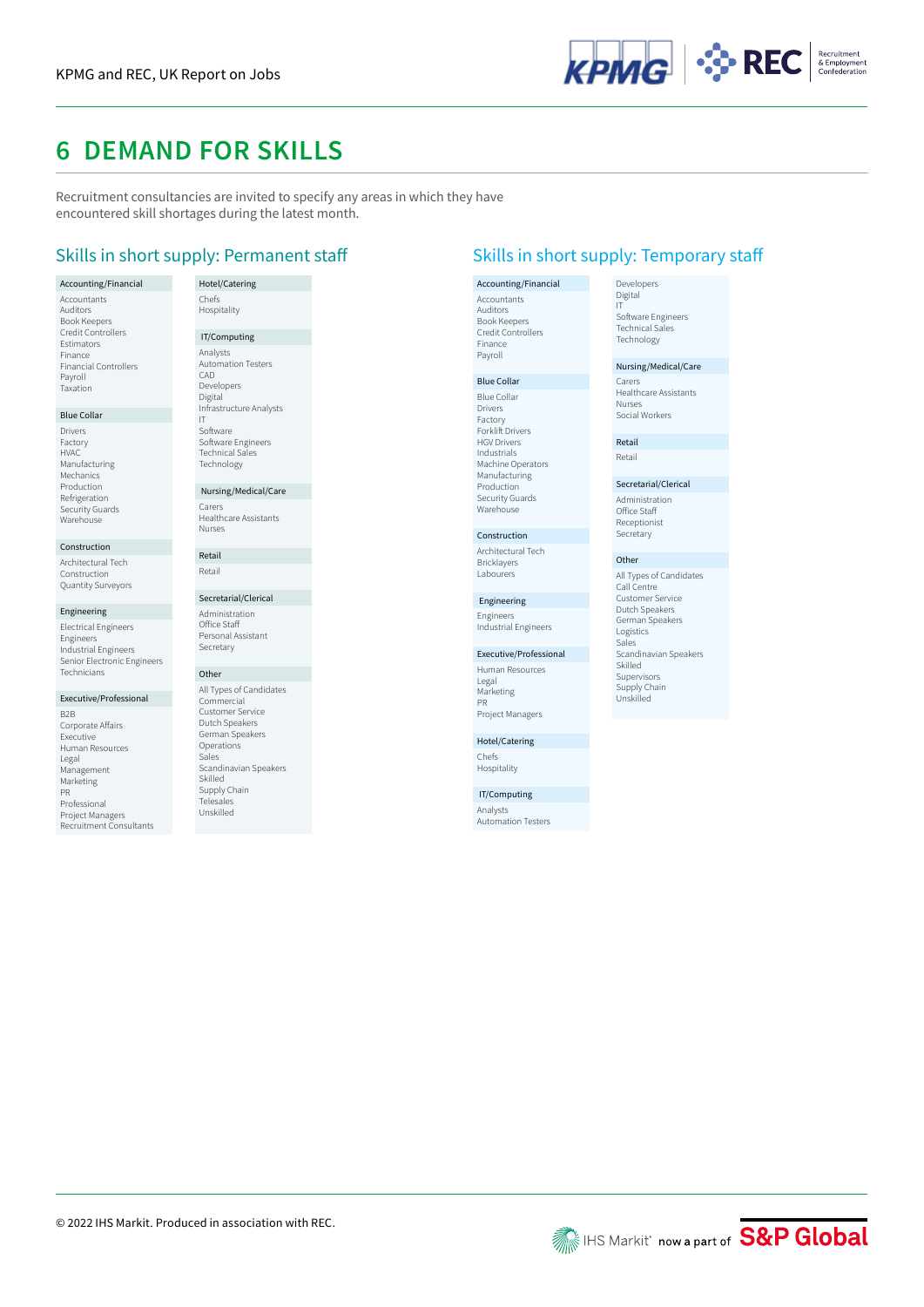# 6 DEMAND FOR SKILLS

Recruitment consultancies are invited to specify any areas in which they have encountered skill shortages during the latest month.

## Skills in short supply: Permanent staff

**Accounting/Financial**
Accountants
Auditors
Book Keepers
Credit Controllers
Estimators
Finance
Financial Controllers
Payroll
Taxation

**Blue Collar**
Drivers
Factory
HVAC
Manufacturing
Mechanics
Production
Refrigeration
Security Guards
Warehouse

**Construction**
Architectural Tech
Construction
Quantity Surveyors

**Engineering**
Electrical Engineers
Engineers
Industrial Engineers
Senior Electronic Engineers
Technicians

**Executive/Professional**
B2B
Corporate Affairs
Executive
Human Resources
Legal
Management
Marketing
PR
Professional
Project Managers
Recruitment Consultants

**Hotel/Catering**
Chefs
Hospitality

**IT/Computing**
Analysts
Automation Testers
CAD
Developers
Digital
Infrastructure Analysts
IT
Software
Software Engineers
Technical Sales
Technology

**Nursing/Medical/Care**
Carers
Healthcare Assistants
Nurses

**Retail**
Retail

**Secretarial/Clerical**
Administration
Office Staff
Personal Assistant
Secretary

**Other**
All Types of Candidates
Commercial
Customer Service
Dutch Speakers
German Speakers
Operations
Sales
Scandinavian Speakers
Skilled
Supply Chain
Telesales
Unskilled

## Skills in short supply: Temporary staff

**Accounting/Financial**
Accountants
Auditors
Book Keepers
Credit Controllers
Finance
Payroll

**Blue Collar**
Blue Collar
Drivers
Factory
Forklift Drivers
HGV Drivers
Industrials
Machine Operators
Manufacturing
Production
Security Guards
Warehouse

**Construction**
Architectural Tech
Bricklayers
Labourers

**Engineering**
Engineers
Industrial Engineers

**Executive/Professional**
Human Resources
Legal
Marketing
PR
Project Managers

**Hotel/Catering**
Chefs
Hospitality

**IT/Computing**
Analysts
Automation Testers
Developers
Digital
IT
Software Engineers
Technical Sales
Technology

**Nursing/Medical/Care**
Carers
Healthcare Assistants
Nurses
Social Workers

**Retail**
Retail

**Secretarial/Clerical**
Administration
Office Staff
Receptionist
Secretary

**Other**
All Types of Candidates
Call Centre
Customer Service
Dutch Speakers
German Speakers
Logistics
Sales
Scandinavian Speakers
Skilled
Supervisors
Supply Chain
Unskilled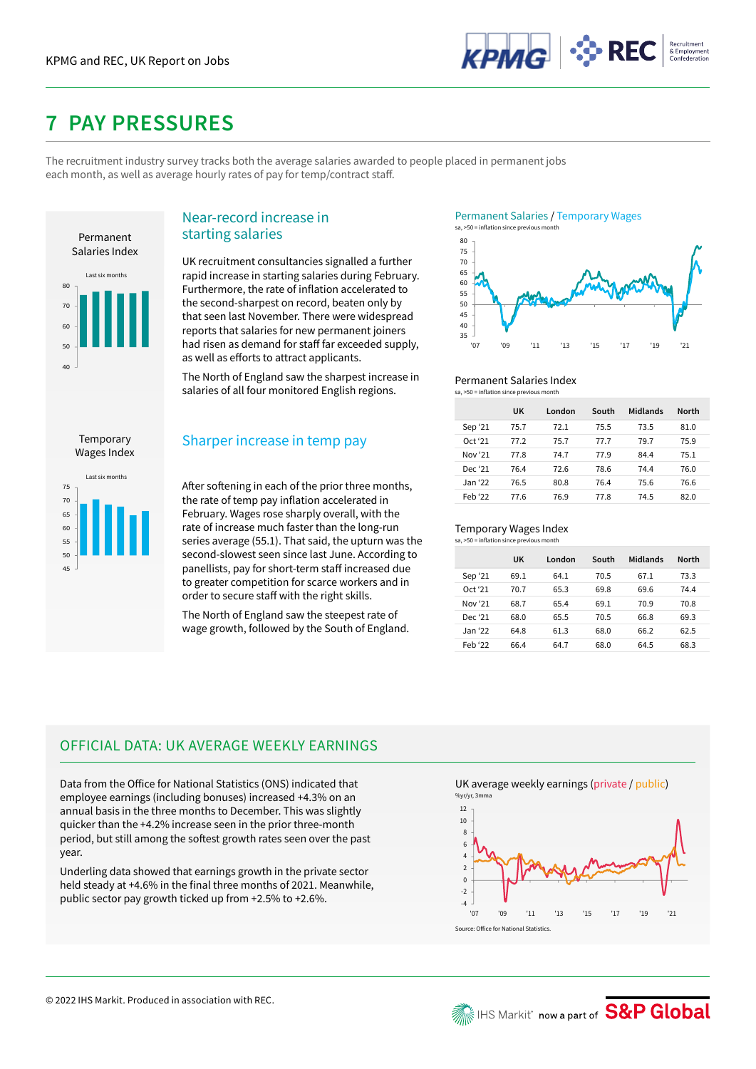# 7 PAY PRESSURES

The recruitment industry survey tracks both the average salaries awarded to people placed in permanent jobs each month, as well as average hourly rates of pay for temp/contract staff.

## Near-record increase in starting salaries

UK recruitment consultancies signalled a further rapid increase in starting salaries during February. Furthermore, the rate of inflation accelerated to the second-sharpest on record, beaten only by that seen last November. There were widespread reports that salaries for new permanent joiners had risen as demand for staff far exceeded supply, as well as efforts to attract applicants.

The North of England saw the sharpest increase in salaries of all four monitored English regions.

## Sharper increase in temp pay

After softening in each of the prior three months, the rate of temp pay inflation accelerated in February. Wages rose sharply overall, with the rate of increase much faster than the long-run series average (55.1). That said, the upturn was the second-slowest seen since last June. According to panellists, pay for short-term staff increased due to greater competition for scarce workers and in order to secure staff with the right skills.

The North of England saw the steepest rate of wage growth, followed by the South of England.

Permanent Salaries Index

sa, >50 = inflation since previous month

| | UK | London | South | Midlands | North |
|---|---|---|---|---|---|
| Sep '21 | 75.7 | 72.1 | 75.5 | 73.5 | 81.0 |
| Oct '21 | 77.2 | 75.7 | 77.7 | 79.7 | 75.9 |
| Nov '21 | 77.8 | 74.7 | 77.9 | 84.4 | 75.1 |
| Dec '21 | 76.4 | 72.6 | 78.6 | 74.4 | 76.0 |
| Jan '22 | 76.5 | 80.8 | 76.4 | 75.6 | 76.6 |
| Feb '22 | 77.6 | 76.9 | 77.8 | 74.5 | 82.0 |

Temporary Wages Index

sa, >50 = inflation since previous month

| | UK | London | South | Midlands | North |
|---|---|---|---|---|---|
| Sep '21 | 69.1 | 64.1 | 70.5 | 67.1 | 73.3 |
| Oct '21 | 70.7 | 65.3 | 69.8 | 69.6 | 74.4 |
| Nov '21 | 68.7 | 65.4 | 69.1 | 70.9 | 70.8 |
| Dec '21 | 68.0 | 65.5 | 70.5 | 66.8 | 69.3 |
| Jan '22 | 64.8 | 61.3 | 68.0 | 66.2 | 62.5 |
| Feb '22 | 66.4 | 64.7 | 68.0 | 64.5 | 68.3 |

## OFFICIAL DATA: UK AVERAGE WEEKLY EARNINGS

Data from the Office for National Statistics (ONS) indicated that employee earnings (including bonuses) increased +4.3% on an annual basis in the three months to December. This was slightly quicker than the +4.2% increase seen in the prior three-month period, but still among the softest growth rates seen over the past year.

Underling data showed that earnings growth in the private sector held steady at +4.6% in the final three months of 2021. Meanwhile, public sector pay growth ticked up from +2.5% to +2.6%.

Source: Office for National Statistics.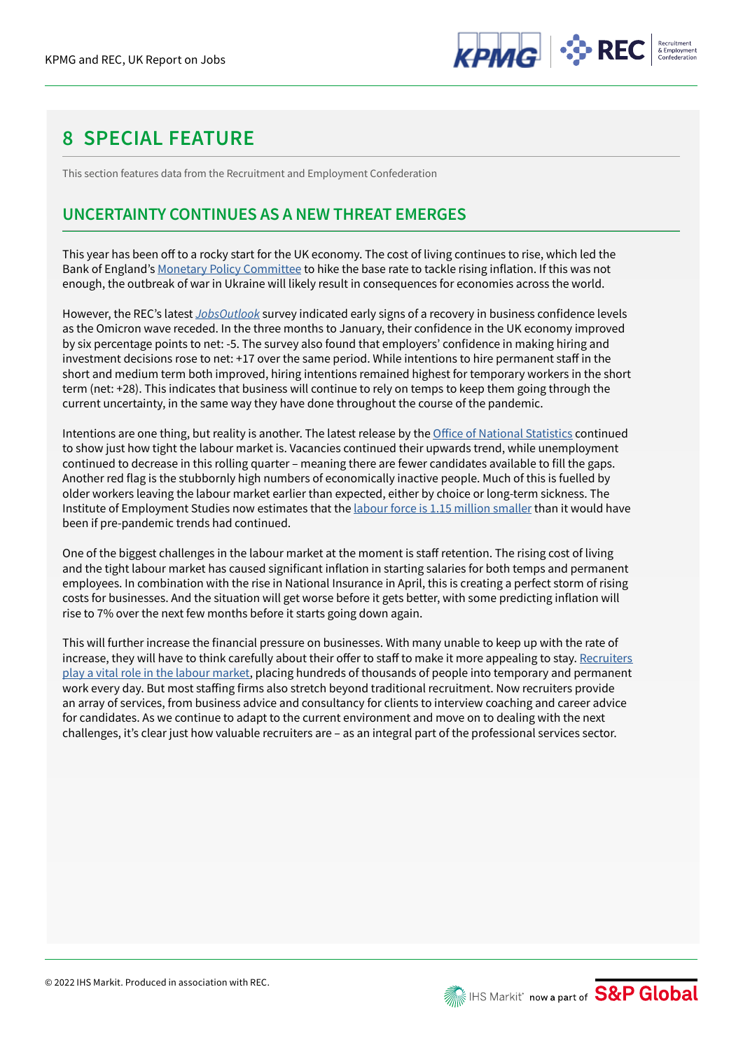# 8 SPECIAL FEATURE

This section features data from the Recruitment and Employment Confederation

## UNCERTAINTY CONTINUES AS A NEW THREAT EMERGES

This year has been off to a rocky start for the UK economy. The cost of living continues to rise, which led the Bank of England's Monetary Policy Committee to hike the base rate to tackle rising inflation. If this was not enough, the outbreak of war in Ukraine will likely result in consequences for economies across the world.

However, the REC's latest *JobsOutlook* survey indicated early signs of a recovery in business confidence levels as the Omicron wave receded. In the three months to January, their confidence in the UK economy improved by six percentage points to net: -5. The survey also found that employers' confidence in making hiring and investment decisions rose to net: +17 over the same period. While intentions to hire permanent staff in the short and medium term both improved, hiring intentions remained highest for temporary workers in the short term (net: +28). This indicates that business will continue to rely on temps to keep them going through the current uncertainty, in the same way they have done throughout the course of the pandemic.

Intentions are one thing, but reality is another. The latest release by the Office of National Statistics continued to show just how tight the labour market is. Vacancies continued their upwards trend, while unemployment continued to decrease in this rolling quarter – meaning there are fewer candidates available to fill the gaps. Another red flag is the stubbornly high numbers of economically inactive people. Much of this is fuelled by older workers leaving the labour market earlier than expected, either by choice or long-term sickness. The Institute of Employment Studies now estimates that the labour force is 1.15 million smaller than it would have been if pre-pandemic trends had continued.

One of the biggest challenges in the labour market at the moment is staff retention. The rising cost of living and the tight labour market has caused significant inflation in starting salaries for both temps and permanent employees. In combination with the rise in National Insurance in April, this is creating a perfect storm of rising costs for businesses. And the situation will get worse before it gets better, with some predicting inflation will rise to 7% over the next few months before it starts going down again.

This will further increase the financial pressure on businesses. With many unable to keep up with the rate of increase, they will have to think carefully about their offer to staff to make it more appealing to stay. Recruiters play a vital role in the labour market, placing hundreds of thousands of people into temporary and permanent work every day. But most staffing firms also stretch beyond traditional recruitment. Now recruiters provide an array of services, from business advice and consultancy for clients to interview coaching and career advice for candidates. As we continue to adapt to the current environment and move on to dealing with the next challenges, it's clear just how valuable recruiters are – as an integral part of the professional services sector.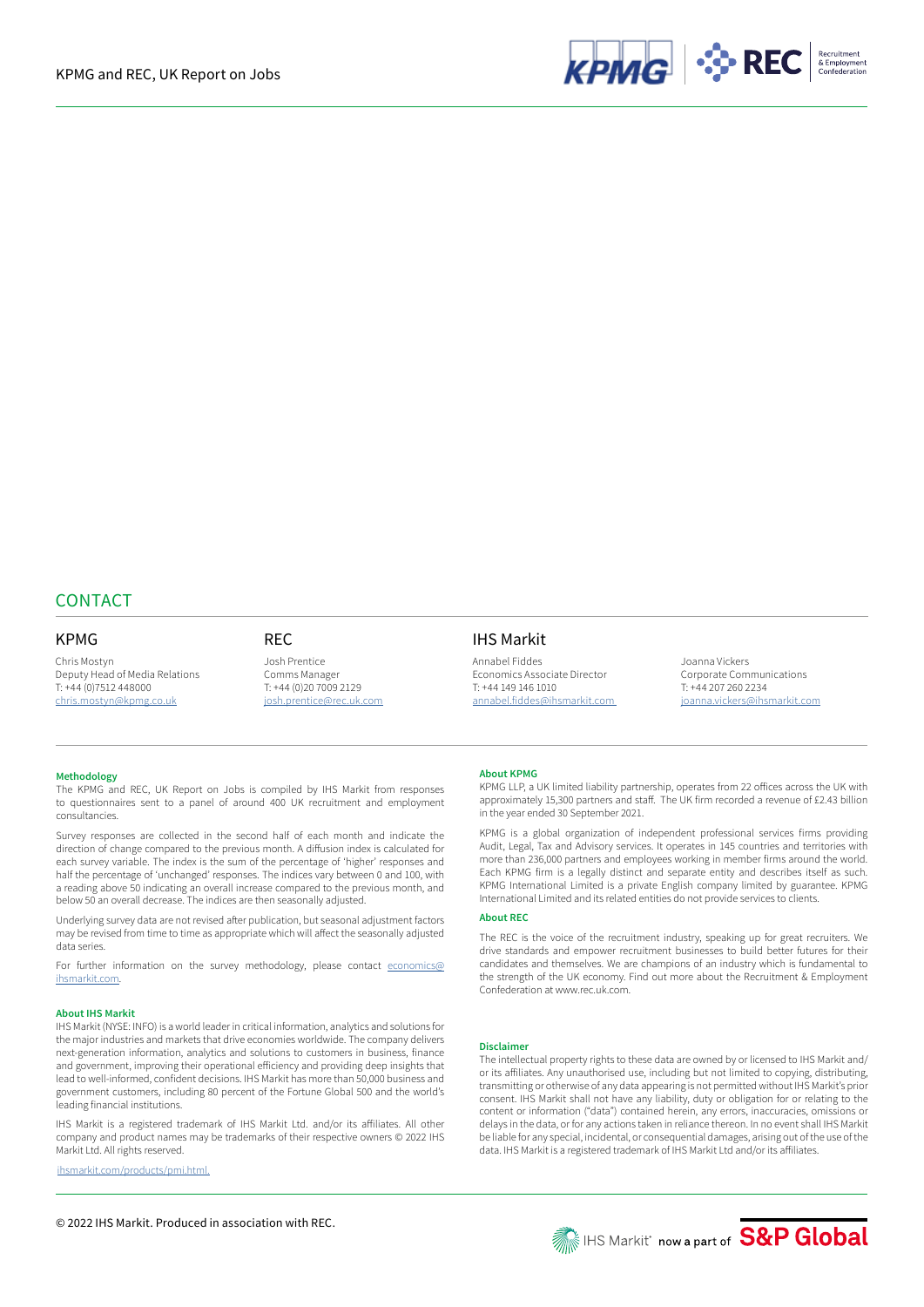## CONTACT

### KPMG

Chris Mostyn
Deputy Head of Media Relations
T: +44 (0)7512 448000
chris.mostyn@kpmg.co.uk

### REC

Josh Prentice
Comms Manager
T: +44 (0)20 7009 2129
josh.prentice@rec.uk.com

### IHS Markit

Annabel Fiddes
Economics Associate Director
T: +44 149 146 1010
annabel.fiddes@ihsmarkit.com

Joanna Vickers
Corporate Communications
T: +44 207 260 2234
joanna.vickers@ihsmarkit.com

**Methodology**

The KPMG and REC, UK Report on Jobs is compiled by IHS Markit from responses to questionnaires sent to a panel of around 400 UK recruitment and employment consultancies.

Survey responses are collected in the second half of each month and indicate the direction of change compared to the previous month. A diffusion index is calculated for each survey variable. The index is the sum of the percentage of 'higher' responses and half the percentage of 'unchanged' responses. The indices vary between 0 and 100, with a reading above 50 indicating an overall increase compared to the previous month, and below 50 an overall decrease. The indices are then seasonally adjusted.

Underlying survey data are not revised after publication, but seasonal adjustment factors may be revised from time to time as appropriate which will affect the seasonally adjusted data series.

For further information on the survey methodology, please contact economics@ihsmarkit.com.

**About IHS Markit**

IHS Markit (NYSE: INFO) is a world leader in critical information, analytics and solutions for the major industries and markets that drive economies worldwide. The company delivers next-generation information, analytics and solutions to customers in business, finance and government, improving their operational efficiency and providing deep insights that lead to well-informed, confident decisions. IHS Markit has more than 50,000 business and government customers, including 80 percent of the Fortune Global 500 and the world's leading financial institutions.

IHS Markit is a registered trademark of IHS Markit Ltd. and/or its affiliates. All other company and product names may be trademarks of their respective owners © 2022 IHS Markit Ltd. All rights reserved.

ihsmarkit.com/products/pmi.html.

**About KPMG**

KPMG LLP, a UK limited liability partnership, operates from 22 offices across the UK with approximately 15,300 partners and staff. The UK firm recorded a revenue of £2.43 billion in the year ended 30 September 2021.

KPMG is a global organization of independent professional services firms providing Audit, Legal, Tax and Advisory services. It operates in 145 countries and territories with more than 236,000 partners and employees working in member firms around the world. Each KPMG firm is a legally distinct and separate entity and describes itself as such. KPMG International Limited is a private English company limited by guarantee. KPMG International Limited and its related entities do not provide services to clients.

**About REC**

The REC is the voice of the recruitment industry, speaking up for great recruiters. We drive standards and empower recruitment businesses to build better futures for their candidates and themselves. We are champions of an industry which is fundamental to the strength of the UK economy. Find out more about the Recruitment & Employment Confederation at www.rec.uk.com.

**Disclaimer**

The intellectual property rights to these data are owned by or licensed to IHS Markit and/or its affiliates. Any unauthorised use, including but not limited to copying, distributing, transmitting or otherwise of any data appearing is not permitted without IHS Markit's prior consent. IHS Markit shall not have any liability, duty or obligation for or relating to the content or information ("data") contained herein, any errors, inaccuracies, omissions or delays in the data, or for any actions taken in reliance thereon. In no event shall IHS Markit be liable for any special, incidental, or consequential damages, arising out of the use of the data. IHS Markit is a registered trademark of IHS Markit Ltd and/or its affiliates.

© 2022 IHS Markit. Produced in association with REC.